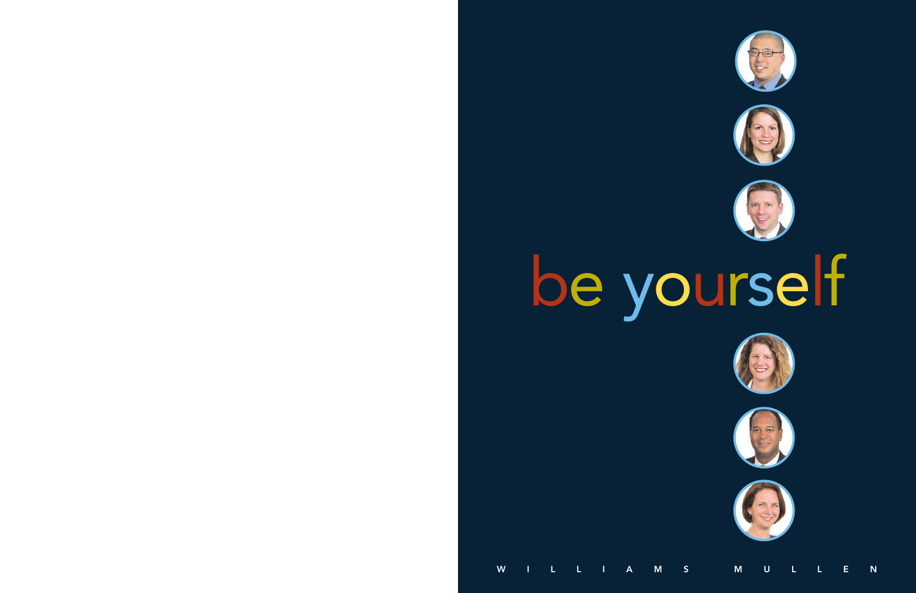# be yourself

W I L L I A M S   M U L L E N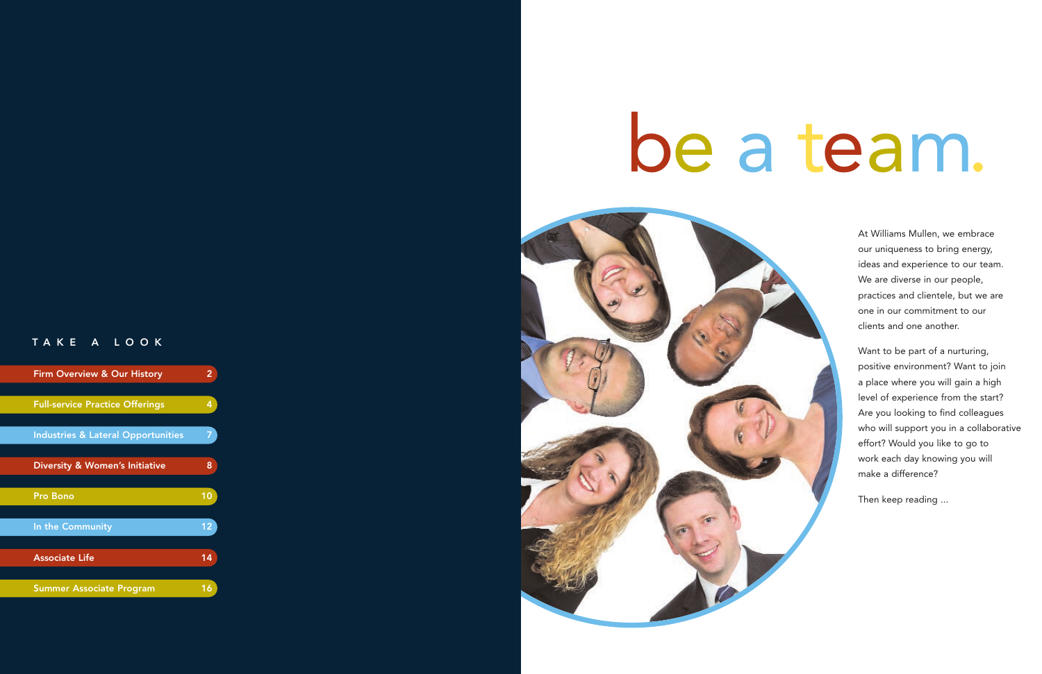## TAKE A LOOK

| | |
|---|---|
| Firm Overview & Our History | 2 |
| Full-service Practice Offerings | 4 |
| Industries & Lateral Opportunities | 7 |
| Diversity & Women's Initiative | 8 |
| Pro Bono | 10 |
| In the Community | 12 |
| Associate Life | 14 |
| Summer Associate Program | 16 |

# be a team.

At Williams Mullen, we embrace our uniqueness to bring energy, ideas and experience to our team. We are diverse in our people, practices and clientele, but we are one in our commitment to our clients and one another.

Want to be part of a nurturing, positive environment? Want to join a place where you will gain a high level of experience from the start? Are you looking to find colleagues who will support you in a collaborative effort? Would you like to go to work each day knowing you will make a difference?

Then keep reading ...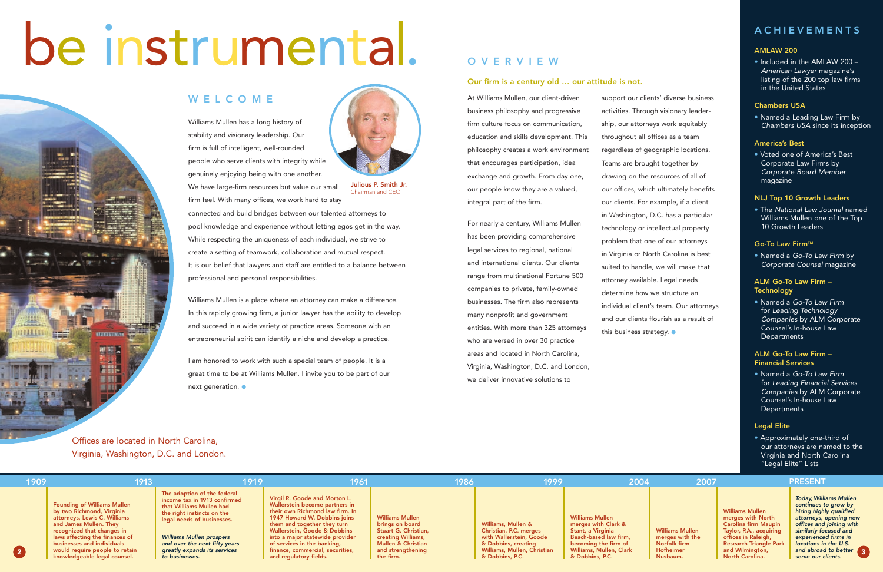# be instrumental.

## WELCOME

Williams Mullen has a long history of stability and visionary leadership. Our firm is full of intelligent, well-rounded people who serve clients with integrity while genuinely enjoying being with one another. We have large-firm resources but value our small firm feel. With many offices, we work hard to stay connected and build bridges between our talented attorneys to pool knowledge and experience without letting egos get in the way. While respecting the uniqueness of each individual, we strive to create a setting of teamwork, collaboration and mutual respect. It is our belief that lawyers and staff are entitled to a balance between professional and personal responsibilities.

**Julious P. Smith Jr.**
Chairman and CEO

Williams Mullen is a place where an attorney can make a difference. In this rapidly growing firm, a junior lawyer has the ability to develop and succeed in a wide variety of practice areas. Someone with an entrepreneurial spirit can identify a niche and develop a practice.

I am honored to work with such a special team of people. It is a great time to be at Williams Mullen. I invite you to be part of our next generation.

Offices are located in North Carolina, Virginia, Washington, D.C. and London.

## OVERVIEW

### Our firm is a century old … our attitude is not.

At Williams Mullen, our client-driven business philosophy and progressive firm culture focus on communication, education and skills development. This philosophy creates a work environment that encourages participation, idea exchange and growth. From day one, our people know they are a valued, integral part of the firm.

For nearly a century, Williams Mullen has been providing comprehensive legal services to regional, national and international clients. Our clients range from multinational Fortune 500 companies to private, family-owned businesses. The firm also represents many nonprofit and government entities. With more than 325 attorneys who are versed in over 30 practice areas and located in North Carolina, Virginia, Washington, D.C. and London, we deliver innovative solutions to support our clients' diverse business activities. Through visionary leadership, our attorneys work equitably throughout all offices as a team regardless of geographic locations. Teams are brought together by drawing on the resources of all of our offices, which ultimately benefits our clients. For example, if a client in Washington, D.C. has a particular technology or intellectual property problem that one of our attorneys in Virginia or North Carolina is best suited to handle, we will make that attorney available. Legal needs determine how we structure an individual client's team. Our attorneys and our clients flourish as a result of this business strategy.

## ACHIEVEMENTS

### AMLAW 200
- Included in the AMLAW 200 – *American Lawyer* magazine's listing of the 200 top law firms in the United States

### Chambers USA
- Named a Leading Law Firm by *Chambers USA* since its inception

### America's Best
- Voted one of America's Best Corporate Law Firms by *Corporate Board Member* magazine

### NLJ Top 10 Growth Leaders
- The *National Law Journal* named Williams Mullen one of the Top 10 Growth Leaders

### Go-To Law Firm™
- Named a *Go-To Law Firm* by *Corporate Counsel* magazine

### ALM Go-To Law Firm – Technology
- Named a *Go-To Law Firm* for *Leading Technology Companies* by ALM Corporate Counsel's In-house Law Departments

### ALM Go-To Law Firm – Financial Services
- Named a *Go-To Law Firm* for *Leading Financial Services Companies* by ALM Corporate Counsel's In-house Law Departments

### Legal Elite
- Approximately one-third of our attorneys are named to the Virginia and North Carolina "Legal Elite" Lists

## Timeline

**1909** — Founding of Williams Mullen by two Richmond, Virginia attorneys, Lewis C. Williams and James Mullen. They recognized that changes in laws affecting the finances of businesses and individuals would require people to retain knowledgeable legal counsel.

**1913** — The adoption of the federal income tax in 1913 confirmed that Williams Mullen had the right instincts on the legal needs of businesses.

*Williams Mullen prospers and over the next fifty years greatly expands its services to businesses.*

**1919** — Virgil R. Goode and Morton L. Wallerstein become partners in their own Richmond law firm. In 1947 Howard W. Dobbins joins them and together they turn Wallerstein, Goode & Dobbins into a major statewide provider of services in the banking, finance, commercial, securities, and regulatory fields.

**1961** — Williams Mullen brings on board Stuart G. Christian, creating Williams, Mullen & Christian and strengthening the firm.

**1986** — Williams, Mullen & Christian, P.C. merges with Wallerstein, Goode & Dobbins, creating Williams, Mullen, Christian & Dobbins, P.C.

**1999** — Williams Mullen merges with Clark & Stant, a Virginia Beach-based law firm, becoming the firm of Williams, Mullen, Clark & Dobbins, P.C.

**2004** — Williams Mullen merges with the Norfolk firm Hofheimer Nusbaum.

**2007** — Williams Mullen merges with North Carolina firm Maupin Taylor, P.A., acquiring offices in Raleigh, Research Triangle Park and Wilmington, North Carolina.

**PRESENT** — *Today, Williams Mullen continues to grow by hiring highly qualified attorneys, opening new offices and joining with similarly focused and experienced firms in locations in the U.S. and abroad to better serve our clients.*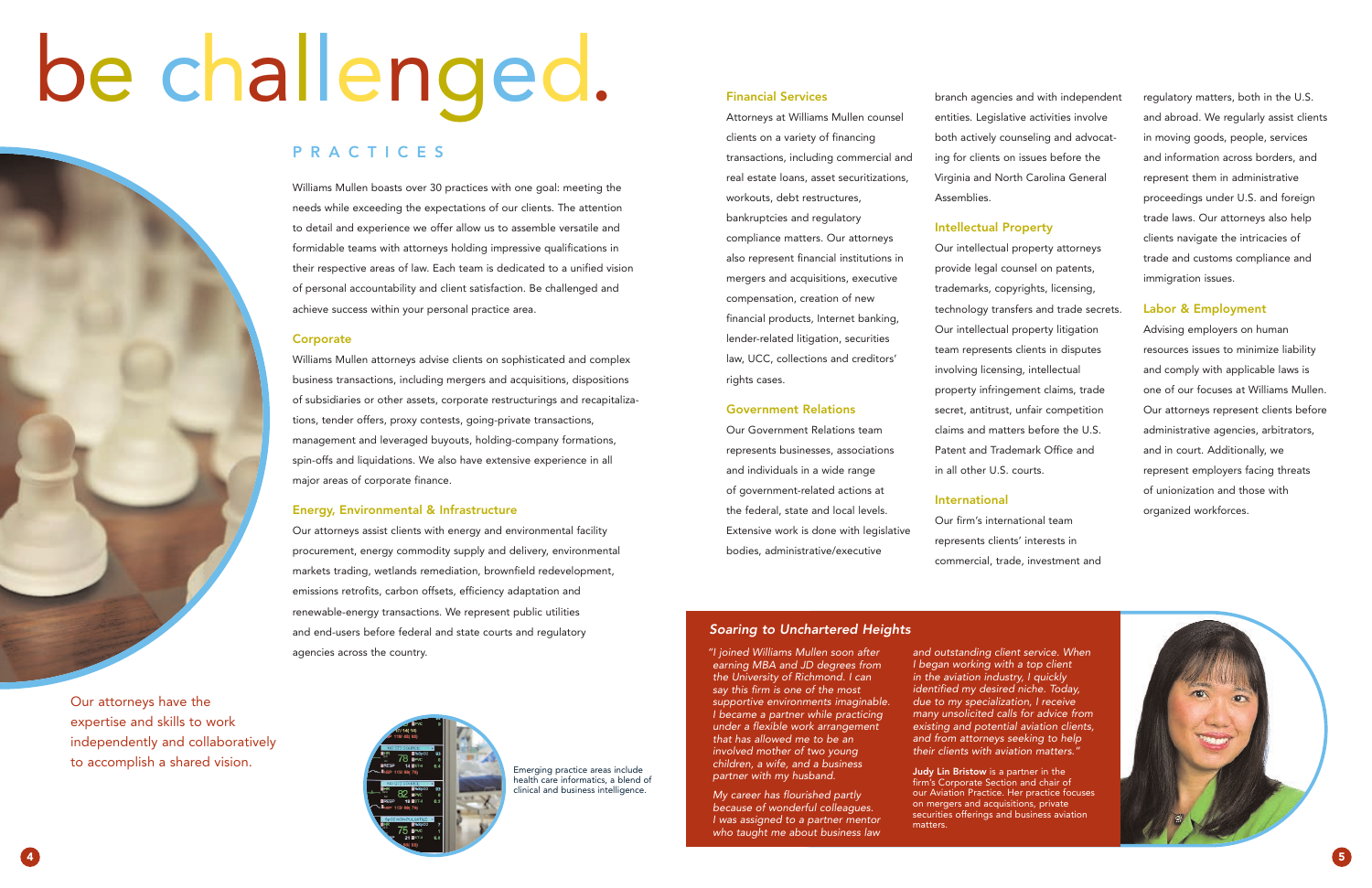# be challenged.

## PRACTICES

Williams Mullen boasts over 30 practices with one goal: meeting the needs while exceeding the expectations of our clients. The attention to detail and experience we offer allow us to assemble versatile and formidable teams with attorneys holding impressive qualifications in their respective areas of law. Each team is dedicated to a unified vision of personal accountability and client satisfaction. Be challenged and achieve success within your personal practice area.

### Corporate

Williams Mullen attorneys advise clients on sophisticated and complex business transactions, including mergers and acquisitions, dispositions of subsidiaries or other assets, corporate restructurings and recapitalizations, tender offers, proxy contests, going-private transactions, management and leveraged buyouts, holding-company formations, spin-offs and liquidations. We also have extensive experience in all major areas of corporate finance.

### Energy, Environmental & Infrastructure

Our attorneys assist clients with energy and environmental facility procurement, energy commodity supply and delivery, environmental markets trading, wetlands remediation, brownfield redevelopment, emissions retrofits, carbon offsets, efficiency adaptation and renewable-energy transactions. We represent public utilities and end-users before federal and state courts and regulatory agencies across the country.

Our attorneys have the expertise and skills to work independently and collaboratively to accomplish a shared vision.

Emerging practice areas include health care informatics, a blend of clinical and business intelligence.

### Financial Services

Attorneys at Williams Mullen counsel clients on a variety of financing transactions, including commercial and real estate loans, asset securitizations, workouts, debt restructures, bankruptcies and regulatory compliance matters. Our attorneys also represent financial institutions in mergers and acquisitions, executive compensation, creation of new financial products, Internet banking, lender-related litigation, securities law, UCC, collections and creditors' rights cases.

### Government Relations

Our Government Relations team represents businesses, associations and individuals in a wide range of government-related actions at the federal, state and local levels. Extensive work is done with legislative bodies, administrative/executive branch agencies and with independent entities. Legislative activities involve both actively counseling and advocating for clients on issues before the Virginia and North Carolina General Assemblies.

### Intellectual Property

Our intellectual property attorneys provide legal counsel on patents, trademarks, copyrights, licensing, technology transfers and trade secrets. Our intellectual property litigation team represents clients in disputes involving licensing, intellectual property infringement claims, trade secret, antitrust, unfair competition claims and matters before the U.S. Patent and Trademark Office and in all other U.S. courts.

### International

Our firm's international team represents clients' interests in commercial, trade, investment and regulatory matters, both in the U.S. and abroad. We regularly assist clients in moving goods, people, services and information across borders, and represent them in administrative proceedings under U.S. and foreign trade laws. Our attorneys also help clients navigate the intricacies of trade and customs compliance and immigration issues.

### Labor & Employment

Advising employers on human resources issues to minimize liability and comply with applicable laws is one of our focuses at Williams Mullen. Our attorneys represent clients before administrative agencies, arbitrators, and in court. Additionally, we represent employers facing threats of unionization and those with organized workforces.

### *Soaring to Unchartered Heights*

*"I joined Williams Mullen soon after earning MBA and JD degrees from the University of Richmond. I can say this firm is one of the most supportive environments imaginable. I became a partner while practicing under a flexible work arrangement that has allowed me to be an involved mother of two young children, a wife, and a business partner with my husband.*

*My career has flourished partly because of wonderful colleagues. I was assigned to a partner mentor who taught me about business law and outstanding client service. When I began working with a top client in the aviation industry, I quickly identified my desired niche. Today, due to my specialization, I receive many unsolicited calls for advice from existing and potential aviation clients, and from attorneys seeking to help their clients with aviation matters."*

**Judy Lin Bristow** is a partner in the firm's Corporate Section and chair of our Aviation Practice. Her practice focuses on mergers and acquisitions, private securities offerings and business aviation matters.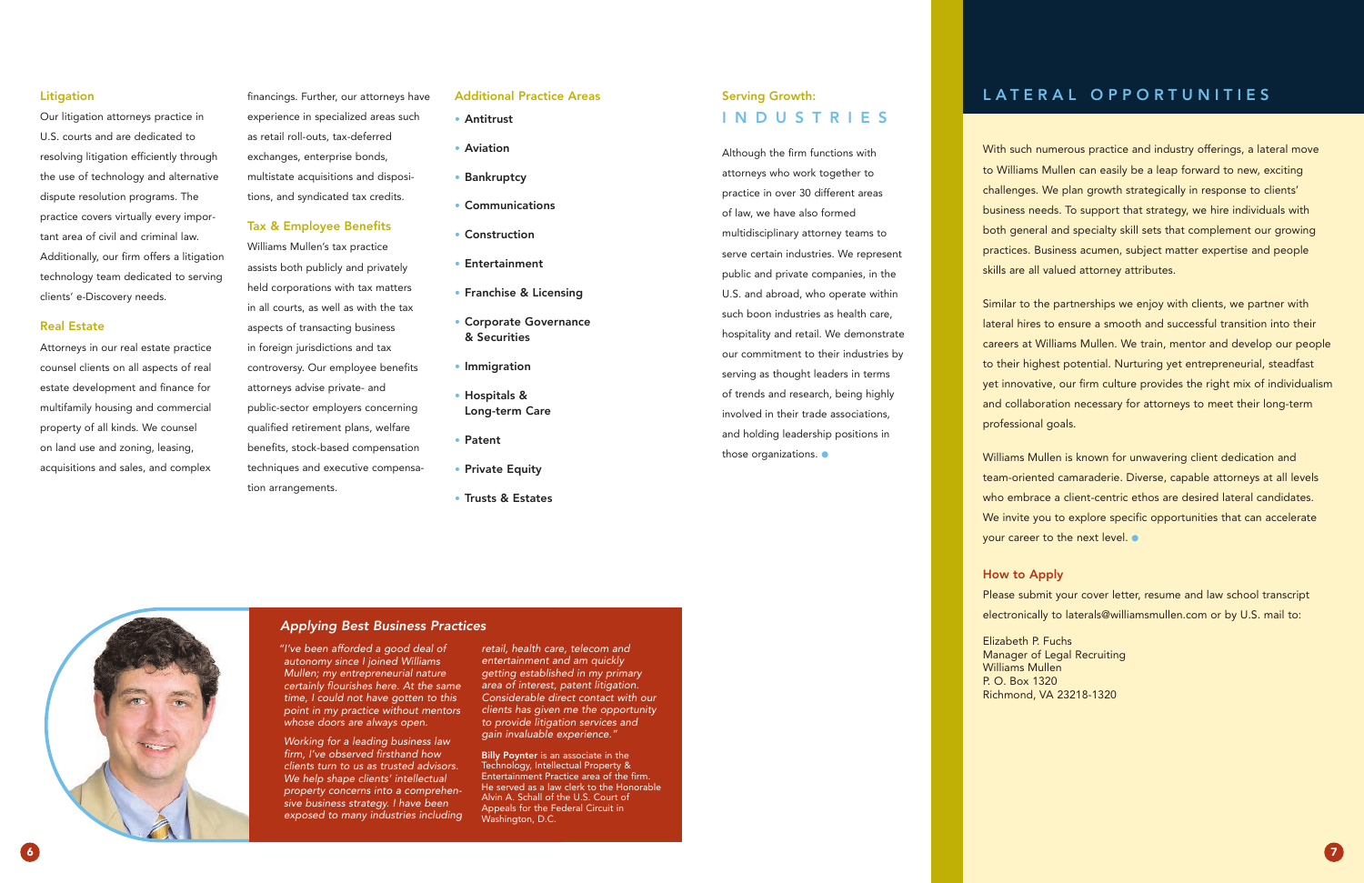### Litigation

Our litigation attorneys practice in U.S. courts and are dedicated to resolving litigation efficiently through the use of technology and alternative dispute resolution programs. The practice covers virtually every important area of civil and criminal law. Additionally, our firm offers a litigation technology team dedicated to serving clients' e-Discovery needs.

### Real Estate

Attorneys in our real estate practice counsel clients on all aspects of real estate development and finance for multifamily housing and commercial property of all kinds. We counsel on land use and zoning, leasing, acquisitions and sales, and complex financings. Further, our attorneys have experience in specialized areas such as retail roll-outs, tax-deferred exchanges, enterprise bonds, multistate acquisitions and dispositions, and syndicated tax credits.

### Tax & Employee Benefits

Williams Mullen's tax practice assists both publicly and privately held corporations with tax matters in all courts, as well as with the tax aspects of transacting business in foreign jurisdictions and tax controversy. Our employee benefits attorneys advise private- and public-sector employers concerning qualified retirement plans, welfare benefits, stock-based compensation techniques and executive compensation arrangements.

### Additional Practice Areas

- **Antitrust**
- **Aviation**
- **Bankruptcy**
- **Communications**
- **Construction**
- **Entertainment**
- **Franchise & Licensing**
- **Corporate Governance & Securities**
- **Immigration**
- **Hospitals & Long-term Care**
- **Patent**
- **Private Equity**
- **Trusts & Estates**

## Serving Growth: INDUSTRIES

Although the firm functions with attorneys who work together to practice in over 30 different areas of law, we have also formed multidisciplinary attorney teams to serve certain industries. We represent public and private companies, in the U.S. and abroad, who operate within such boon industries as health care, hospitality and retail. We demonstrate our commitment to their industries by serving as thought leaders in terms of trends and research, being highly involved in their trade associations, and holding leadership positions in those organizations.

### *Applying Best Business Practices*

*"I've been afforded a good deal of autonomy since I joined Williams Mullen; my entrepreneurial nature certainly flourishes here. At the same time, I could not have gotten to this point in my practice without mentors whose doors are always open.*

*Working for a leading business law firm, I've observed firsthand how clients turn to us as trusted advisors. We help shape clients' intellectual property concerns into a comprehensive business strategy. I have been exposed to many industries including retail, health care, telecom and entertainment and am quickly getting established in my primary area of interest, patent litigation. Considerable direct contact with our clients has given me the opportunity to provide litigation services and gain invaluable experience."*

**Billy Poynter** is an associate in the Technology, Intellectual Property & Entertainment Practice area of the firm. He served as a law clerk to the Honorable Alvin A. Schall of the U.S. Court of Appeals for the Federal Circuit in Washington, D.C.

## LATERAL OPPORTUNITIES

With such numerous practice and industry offerings, a lateral move to Williams Mullen can easily be a leap forward to new, exciting challenges. We plan growth strategically in response to clients' business needs. To support that strategy, we hire individuals with both general and specialty skill sets that complement our growing practices. Business acumen, subject matter expertise and people skills are all valued attorney attributes.

Similar to the partnerships we enjoy with clients, we partner with lateral hires to ensure a smooth and successful transition into their careers at Williams Mullen. We train, mentor and develop our people to their highest potential. Nurturing yet entrepreneurial, steadfast yet innovative, our firm culture provides the right mix of individualism and collaboration necessary for attorneys to meet their long-term professional goals.

Williams Mullen is known for unwavering client dedication and team-oriented camaraderie. Diverse, capable attorneys at all levels who embrace a client-centric ethos are desired lateral candidates. We invite you to explore specific opportunities that can accelerate your career to the next level.

### How to Apply

Please submit your cover letter, resume and law school transcript electronically to laterals@williamsmullen.com or by U.S. mail to:

Elizabeth P. Fuchs
Manager of Legal Recruiting
Williams Mullen
P. O. Box 1320
Richmond, VA 23218-1320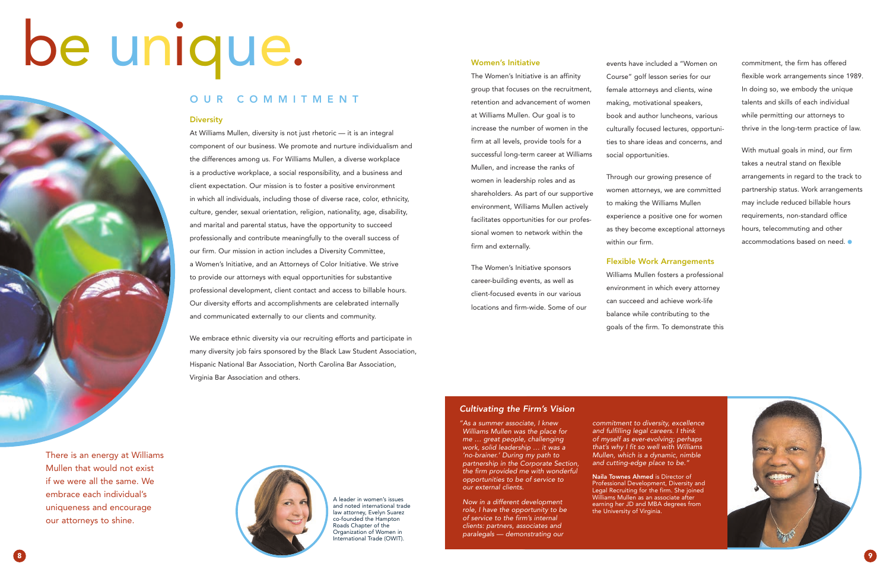# be unique.

## OUR COMMITMENT

### Diversity

At Williams Mullen, diversity is not just rhetoric — it is an integral component of our business. We promote and nurture individualism and the differences among us. For Williams Mullen, a diverse workplace is a productive workplace, a social responsibility, and a business and client expectation. Our mission is to foster a positive environment in which all individuals, including those of diverse race, color, ethnicity, culture, gender, sexual orientation, religion, nationality, age, disability, and marital and parental status, have the opportunity to succeed professionally and contribute meaningfully to the overall success of our firm. Our mission in action includes a Diversity Committee, a Women's Initiative, and an Attorneys of Color Initiative. We strive to provide our attorneys with equal opportunities for substantive professional development, client contact and access to billable hours. Our diversity efforts and accomplishments are celebrated internally and communicated externally to our clients and community.

We embrace ethnic diversity via our recruiting efforts and participate in many diversity job fairs sponsored by the Black Law Student Association, Hispanic National Bar Association, North Carolina Bar Association, Virginia Bar Association and others.

### Women's Initiative

The Women's Initiative is an affinity group that focuses on the recruitment, retention and advancement of women at Williams Mullen. Our goal is to increase the number of women in the firm at all levels, provide tools for a successful long-term career at Williams Mullen, and increase the ranks of women in leadership roles and as shareholders. As part of our supportive environment, Williams Mullen actively facilitates opportunities for our professional women to network within the firm and externally.

The Women's Initiative sponsors career-building events, as well as client-focused events in our various locations and firm-wide. Some of our events have included a "Women on Course" golf lesson series for our female attorneys and clients, wine making, motivational speakers, book and author luncheons, various culturally focused lectures, opportunities to share ideas and concerns, and social opportunities.

Through our growing presence of women attorneys, we are committed to making the Williams Mullen experience a positive one for women as they become exceptional attorneys within our firm.

### Flexible Work Arrangements

Williams Mullen fosters a professional environment in which every attorney can succeed and achieve work-life balance while contributing to the goals of the firm. To demonstrate this commitment, the firm has offered flexible work arrangements since 1989. In doing so, we embody the unique talents and skills of each individual while permitting our attorneys to thrive in the long-term practice of law.

With mutual goals in mind, our firm takes a neutral stand on flexible arrangements in regard to the track to partnership status. Work arrangements may include reduced billable hours requirements, non-standard office hours, telecommuting and other accommodations based on need.

There is an energy at Williams Mullen that would not exist if we were all the same. We embrace each individual's uniqueness and encourage our attorneys to shine.

A leader in women's issues and noted international trade law attorney, Evelyn Suarez co-founded the Hampton Roads Chapter of the Organization of Women in International Trade (OWIT).

### *Cultivating the Firm's Vision*

*"As a summer associate, I knew Williams Mullen was the place for me … great people, challenging work, solid leadership … it was a 'no-brainer.' During my path to partnership in the Corporate Section, the firm provided me with wonderful opportunities to be of service to our external clients.*

*Now in a different development role, I have the opportunity to be of service to the firm's internal clients: partners, associates and paralegals — demonstrating our commitment to diversity, excellence and fulfilling legal careers. I think of myself as ever-evolving; perhaps that's why I fit so well with Williams Mullen, which is a dynamic, nimble and cutting-edge place to be."*

**Naila Townes Ahmed** is Director of Professional Development, Diversity and Legal Recruiting for the firm. She joined Williams Mullen as an associate after earning her JD and MBA degrees from the University of Virginia.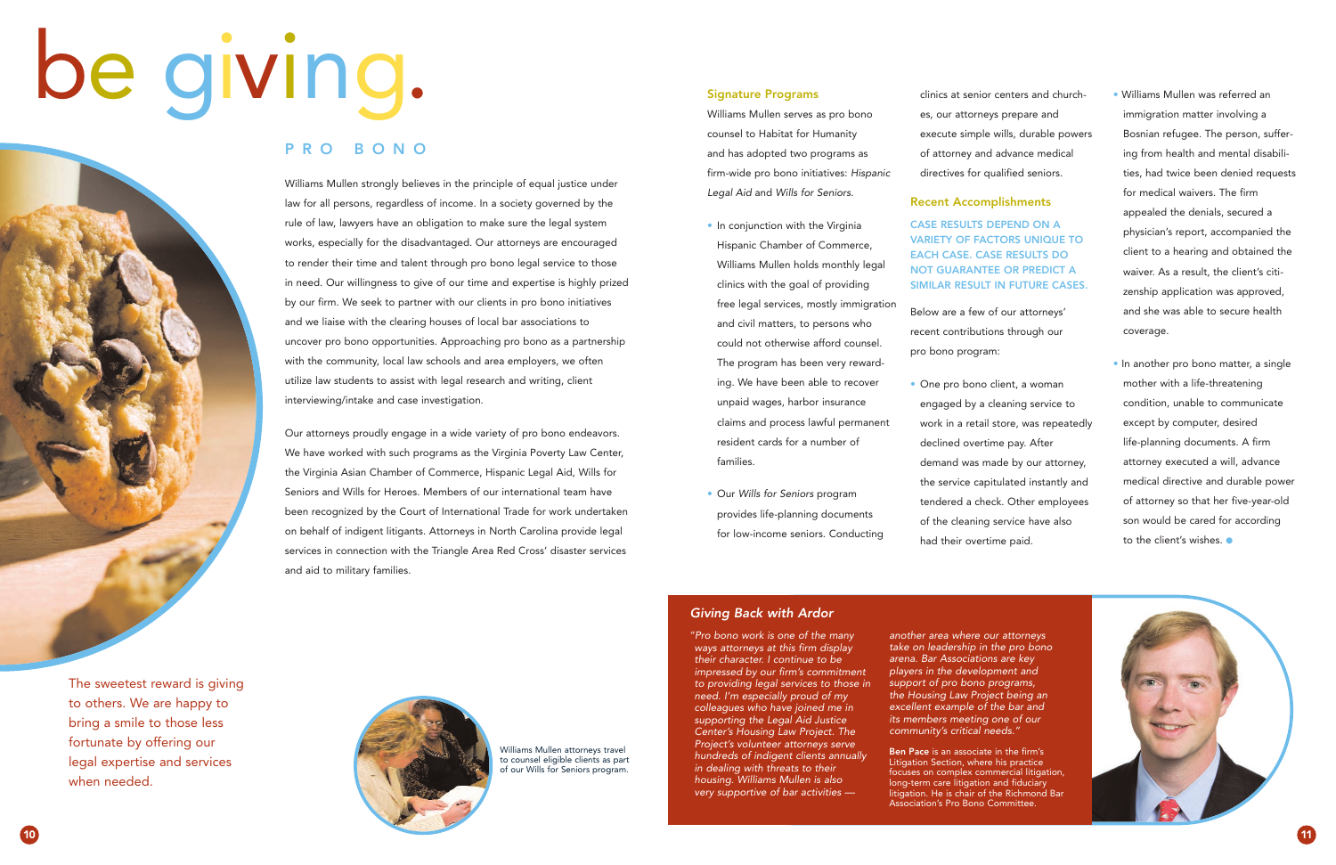# be giving.

## PRO BONO

Williams Mullen strongly believes in the principle of equal justice under law for all persons, regardless of income. In a society governed by the rule of law, lawyers have an obligation to make sure the legal system works, especially for the disadvantaged. Our attorneys are encouraged to render their time and talent through pro bono legal service to those in need. Our willingness to give of our time and expertise is highly prized by our firm. We seek to partner with our clients in pro bono initiatives and we liaise with the clearing houses of local bar associations to uncover pro bono opportunities. Approaching pro bono as a partnership with the community, local law schools and area employers, we often utilize law students to assist with legal research and writing, client interviewing/intake and case investigation.

Our attorneys proudly engage in a wide variety of pro bono endeavors. We have worked with such programs as the Virginia Poverty Law Center, the Virginia Asian Chamber of Commerce, Hispanic Legal Aid, Wills for Seniors and Wills for Heroes. Members of our international team have been recognized by the Court of International Trade for work undertaken on behalf of indigent litigants. Attorneys in North Carolina provide legal services in connection with the Triangle Area Red Cross' disaster services and aid to military families.

The sweetest reward is giving to others. We are happy to bring a smile to those less fortunate by offering our legal expertise and services when needed.

Williams Mullen attorneys travel to counsel eligible clients as part of our Wills for Seniors program.

### Signature Programs

Williams Mullen serves as pro bono counsel to Habitat for Humanity and has adopted two programs as firm-wide pro bono initiatives: *Hispanic Legal Aid* and *Wills for Seniors.*

- In conjunction with the Virginia Hispanic Chamber of Commerce, Williams Mullen holds monthly legal clinics with the goal of providing free legal services, mostly immigration and civil matters, to persons who could not otherwise afford counsel. The program has been very rewarding. We have been able to recover unpaid wages, harbor insurance claims and process lawful permanent resident cards for a number of families.
- Our *Wills for Seniors* program provides life-planning documents for low-income seniors. Conducting clinics at senior centers and churches, our attorneys prepare and execute simple wills, durable powers of attorney and advance medical directives for qualified seniors.

### Recent Accomplishments

CASE RESULTS DEPEND ON A VARIETY OF FACTORS UNIQUE TO EACH CASE. CASE RESULTS DO NOT GUARANTEE OR PREDICT A SIMILAR RESULT IN FUTURE CASES.

Below are a few of our attorneys' recent contributions through our pro bono program:

- One pro bono client, a woman engaged by a cleaning service to work in a retail store, was repeatedly declined overtime pay. After demand was made by our attorney, the service capitulated instantly and tendered a check. Other employees of the cleaning service have also had their overtime paid.
- Williams Mullen was referred an immigration matter involving a Bosnian refugee. The person, suffering from health and mental disabilities, had twice been denied requests for medical waivers. The firm appealed the denials, secured a physician's report, accompanied the client to a hearing and obtained the waiver. As a result, the client's citizenship application was approved, and she was able to secure health coverage.
- In another pro bono matter, a single mother with a life-threatening condition, unable to communicate except by computer, desired life-planning documents. A firm attorney executed a will, advance medical directive and durable power of attorney so that her five-year-old son would be cared for according to the client's wishes.

### *Giving Back with Ardor*

*"Pro bono work is one of the many ways attorneys at this firm display their character. I continue to be impressed by our firm's commitment to providing legal services to those in need. I'm especially proud of my colleagues who have joined me in supporting the Legal Aid Justice Center's Housing Law Project. The Project's volunteer attorneys serve hundreds of indigent clients annually in dealing with threats to their housing. Williams Mullen is also very supportive of bar activities — another area where our attorneys take on leadership in the pro bono arena. Bar Associations are key players in the development and support of pro bono programs, the Housing Law Project being an excellent example of the bar and its members meeting one of our community's critical needs."*

**Ben Pace** is an associate in the firm's Litigation Section, where his practice focuses on complex commercial litigation, long-term care litigation and fiduciary litigation. He is chair of the Richmond Bar Association's Pro Bono Committee.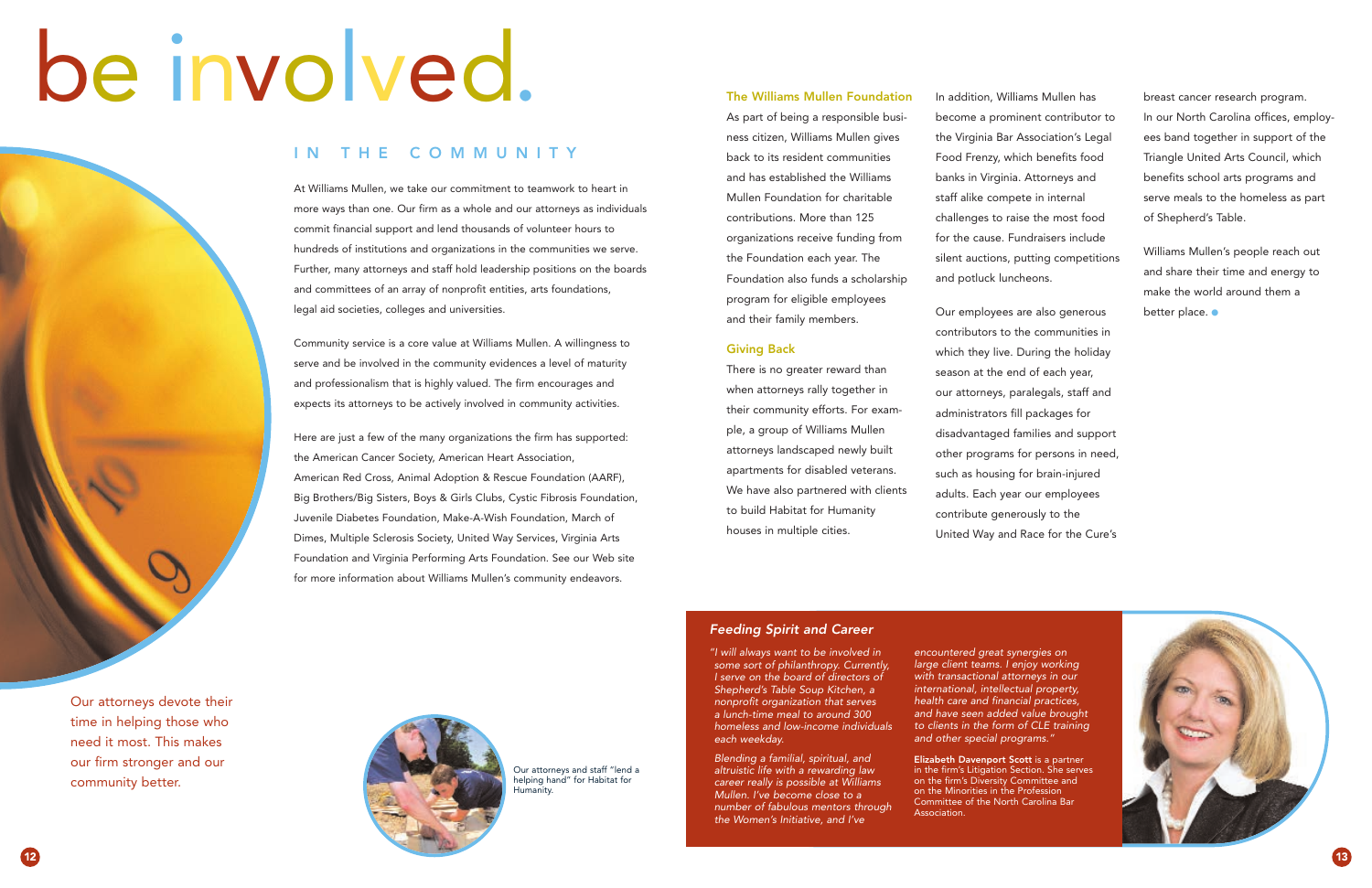# be involved.

## IN THE COMMUNITY

At Williams Mullen, we take our commitment to teamwork to heart in more ways than one. Our firm as a whole and our attorneys as individuals commit financial support and lend thousands of volunteer hours to hundreds of institutions and organizations in the communities we serve. Further, many attorneys and staff hold leadership positions on the boards and committees of an array of nonprofit entities, arts foundations, legal aid societies, colleges and universities.

Community service is a core value at Williams Mullen. A willingness to serve and be involved in the community evidences a level of maturity and professionalism that is highly valued. The firm encourages and expects its attorneys to be actively involved in community activities.

Here are just a few of the many organizations the firm has supported: the American Cancer Society, American Heart Association, American Red Cross, Animal Adoption & Rescue Foundation (AARF), Big Brothers/Big Sisters, Boys & Girls Clubs, Cystic Fibrosis Foundation, Juvenile Diabetes Foundation, Make-A-Wish Foundation, March of Dimes, Multiple Sclerosis Society, United Way Services, Virginia Arts Foundation and Virginia Performing Arts Foundation. See our Web site for more information about Williams Mullen's community endeavors.

### The Williams Mullen Foundation

As part of being a responsible business citizen, Williams Mullen gives back to its resident communities and has established the Williams Mullen Foundation for charitable contributions. More than 125 organizations receive funding from the Foundation each year. The Foundation also funds a scholarship program for eligible employees and their family members.

### Giving Back

There is no greater reward than when attorneys rally together in their community efforts. For example, a group of Williams Mullen attorneys landscaped newly built apartments for disabled veterans. We have also partnered with clients to build Habitat for Humanity houses in multiple cities.

In addition, Williams Mullen has become a prominent contributor to the Virginia Bar Association's Legal Food Frenzy, which benefits food banks in Virginia. Attorneys and staff alike compete in internal challenges to raise the most food for the cause. Fundraisers include silent auctions, putting competitions and potluck luncheons.

Our employees are also generous contributors to the communities in which they live. During the holiday season at the end of each year, our attorneys, paralegals, staff and administrators fill packages for disadvantaged families and support other programs for persons in need, such as housing for brain-injured adults. Each year our employees contribute generously to the United Way and Race for the Cure's breast cancer research program. In our North Carolina offices, employees band together in support of the Triangle United Arts Council, which benefits school arts programs and serve meals to the homeless as part of Shepherd's Table.

Williams Mullen's people reach out and share their time and energy to make the world around them a better place.

Our attorneys devote their time in helping those who need it most. This makes our firm stronger and our community better.

Our attorneys and staff "lend a helping hand" for Habitat for Humanity.

### *Feeding Spirit and Career*

*"I will always want to be involved in some sort of philanthropy. Currently, I serve on the board of directors of Shepherd's Table Soup Kitchen, a nonprofit organization that serves a lunch-time meal to around 300 homeless and low-income individuals each weekday.*

*Blending a familial, spiritual, and altruistic life with a rewarding law career really is possible at Williams Mullen. I've become close to a number of fabulous mentors through the Women's Initiative, and I've encountered great synergies on large client teams. I enjoy working with transactional attorneys in our international, intellectual property, health care and financial practices, and have seen added value brought to clients in the form of CLE training and other special programs."*

**Elizabeth Davenport Scott** is a partner in the firm's Litigation Section. She serves on the firm's Diversity Committee and on the Minorities in the Profession Committee of the North Carolina Bar Association.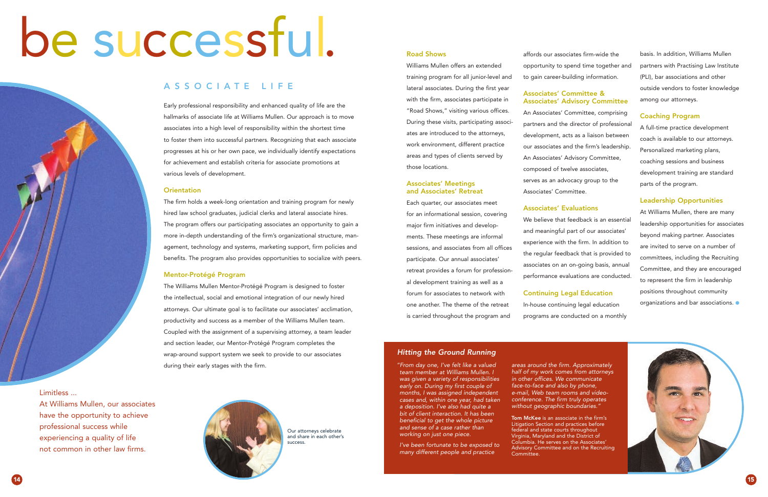# be successful.

## ASSOCIATE LIFE

Early professional responsibility and enhanced quality of life are the hallmarks of associate life at Williams Mullen. Our approach is to move associates into a high level of responsibility within the shortest time to foster them into successful partners. Recognizing that each associate progresses at his or her own pace, we individually identify expectations for achievement and establish criteria for associate promotions at various levels of development.

### Orientation

The firm holds a week-long orientation and training program for newly hired law school graduates, judicial clerks and lateral associate hires. The program offers our participating associates an opportunity to gain a more in-depth understanding of the firm's organizational structure, management, technology and systems, marketing support, firm policies and benefits. The program also provides opportunities to socialize with peers.

### Mentor-Protégé Program

The Williams Mullen Mentor-Protégé Program is designed to foster the intellectual, social and emotional integration of our newly hired attorneys. Our ultimate goal is to facilitate our associates' acclimation, productivity and success as a member of the Williams Mullen team. Coupled with the assignment of a supervising attorney, a team leader and section leader, our Mentor-Protégé Program completes the wrap-around support system we seek to provide to our associates during their early stages with the firm.

### Road Shows

Williams Mullen offers an extended training program for all junior-level and lateral associates. During the first year with the firm, associates participate in "Road Shows," visiting various offices. During these visits, participating associates are introduced to the attorneys, work environment, different practice areas and types of clients served by those locations.

### Associates' Meetings and Associates' Retreat

Each quarter, our associates meet for an informational session, covering major firm initiatives and developments. These meetings are informal sessions, and associates from all offices participate. Our annual associates' retreat provides a forum for professional development training as well as a forum for associates to network with one another. The theme of the retreat is carried throughout the program and affords our associates firm-wide the opportunity to spend time together and to gain career-building information.

### Associates' Committee & Associates' Advisory Committee

An Associates' Committee, comprising partners and the director of professional development, acts as a liaison between our associates and the firm's leadership. An Associates' Advisory Committee, composed of twelve associates, serves as an advocacy group to the Associates' Committee.

### Associates' Evaluations

We believe that feedback is an essential and meaningful part of our associates' experience with the firm. In addition to the regular feedback that is provided to associates on an on-going basis, annual performance evaluations are conducted.

### Continuing Legal Education

In-house continuing legal education programs are conducted on a monthly basis. In addition, Williams Mullen partners with Practising Law Institute (PLI), bar associations and other outside vendors to foster knowledge among our attorneys.

### Coaching Program

A full-time practice development coach is available to our attorneys. Personalized marketing plans, coaching sessions and business development training are standard parts of the program.

### Leadership Opportunities

At Williams Mullen, there are many leadership opportunities for associates beyond making partner. Associates are invited to serve on a number of committees, including the Recruiting Committee, and they are encouraged to represent the firm in leadership positions throughout community organizations and bar associations.

Limitless ...
At Williams Mullen, our associates have the opportunity to achieve professional success while experiencing a quality of life not common in other law firms.

Our attorneys celebrate and share in each other's success.

### *Hitting the Ground Running*

*"From day one, I've felt like a valued team member at Williams Mullen. I was given a variety of responsibilities early on. During my first couple of months, I was assigned independent cases and, within one year, had taken a deposition. I've also had quite a bit of client interaction. It has been beneficial to get the whole picture and sense of a case rather than working on just one piece.*

*I've been fortunate to be exposed to many different people and practice areas around the firm. Approximately half of my work comes from attorneys in other offices. We communicate face-to-face and also by phone, e-mail, Web team rooms and video-conference. The firm truly operates without geographic boundaries."*

**Tom McKee** is an associate in the firm's Litigation Section and practices before federal and state courts throughout Virginia, Maryland and the District of Columbia. He serves on the Associates' Advisory Committee and on the Recruiting Committee.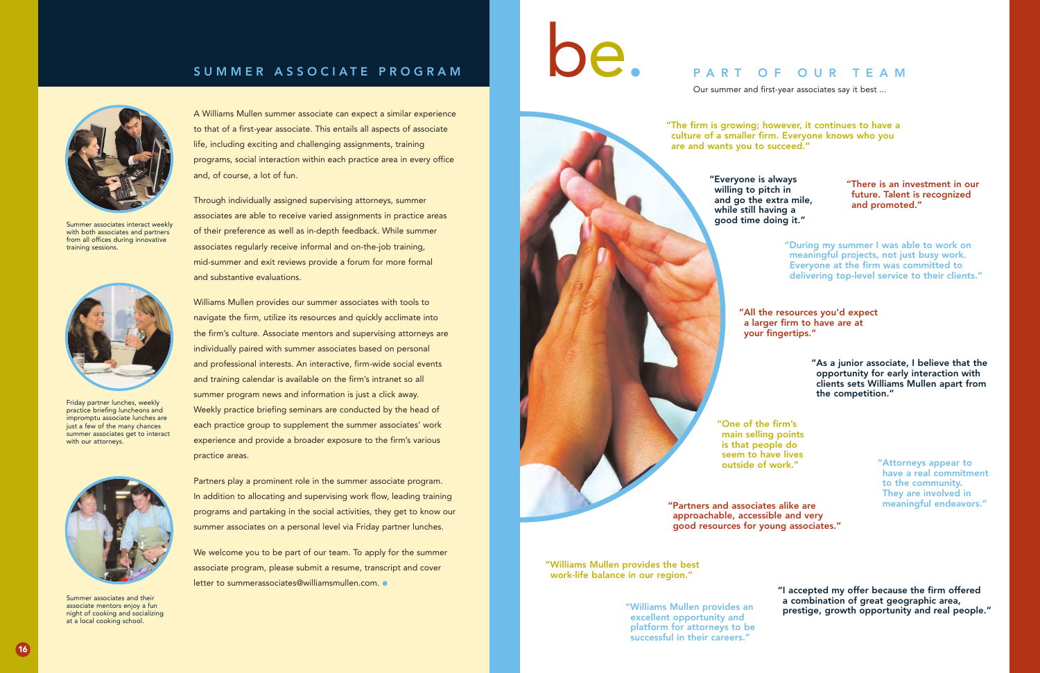## SUMMER ASSOCIATE PROGRAM

Summer associates interact weekly with both associates and partners from all offices during innovative training sessions.

Friday partner lunches, weekly practice briefing luncheons and impromptu associate lunches are just a few of the many chances summer associates get to interact with our attorneys.

Summer associates and their associate mentors enjoy a fun night of cooking and socializing at a local cooking school.

A Williams Mullen summer associate can expect a similar experience to that of a first-year associate. This entails all aspects of associate life, including exciting and challenging assignments, training programs, social interaction within each practice area in every office and, of course, a lot of fun.

Through individually assigned supervising attorneys, summer associates are able to receive varied assignments in practice areas of their preference as well as in-depth feedback. While summer associates regularly receive informal and on-the-job training, mid-summer and exit reviews provide a forum for more formal and substantive evaluations.

Williams Mullen provides our summer associates with tools to navigate the firm, utilize its resources and quickly acclimate into the firm's culture. Associate mentors and supervising attorneys are individually paired with summer associates based on personal and professional interests. An interactive, firm-wide social events and training calendar is available on the firm's intranet so all summer program news and information is just a click away. Weekly practice briefing seminars are conducted by the head of each practice group to supplement the summer associates' work experience and provide a broader exposure to the firm's various practice areas.

Partners play a prominent role in the summer associate program. In addition to allocating and supervising work flow, leading training programs and partaking in the social activities, they get to know our summer associates on a personal level via Friday partner lunches.

We welcome you to be part of our team. To apply for the summer associate program, please submit a resume, transcript and cover letter to summerassociates@williamsmullen.com.

# be.

## PART OF OUR TEAM

Our summer and first-year associates say it best ...

"The firm is growing; however, it continues to have a culture of a smaller firm. Everyone knows who you are and wants you to succeed."

"Everyone is always willing to pitch in and go the extra mile, while still having a good time doing it."

"There is an investment in our future. Talent is recognized and promoted."

"During my summer I was able to work on meaningful projects, not just busy work. Everyone at the firm was committed to delivering top-level service to their clients."

"All the resources you'd expect a larger firm to have are at your fingertips."

"As a junior associate, I believe that the opportunity for early interaction with clients sets Williams Mullen apart from the competition."

"One of the firm's main selling points is that people do seem to have lives outside of work."

"Attorneys appear to have a real commitment to the community. They are involved in meaningful endeavors."

"Partners and associates alike are approachable, accessible and very good resources for young associates."

"Williams Mullen provides the best work-life balance in our region."

"Williams Mullen provides an excellent opportunity and platform for attorneys to be successful in their careers."

"I accepted my offer because the firm offered a combination of great geographic area, prestige, growth opportunity and real people."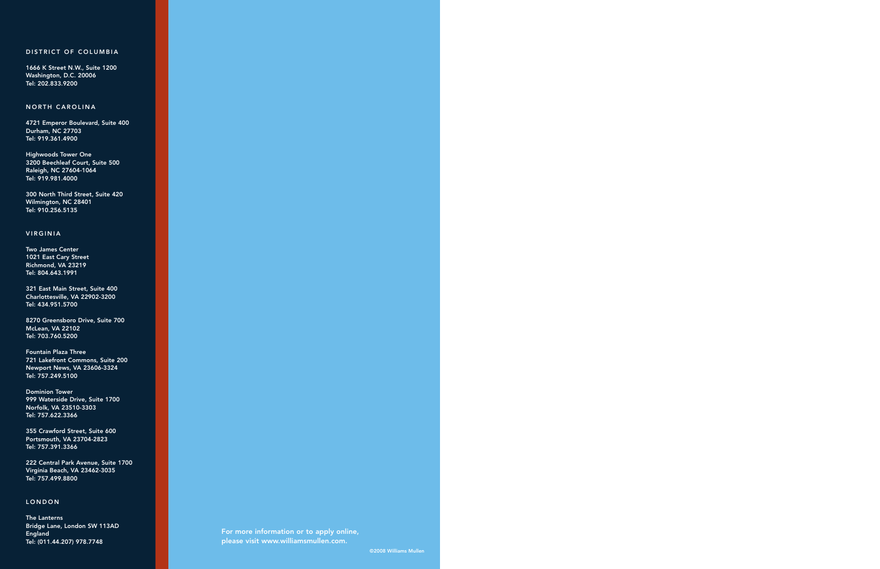## DISTRICT OF COLUMBIA

**1666 K Street N.W., Suite 1200**
**Washington, D.C. 20006**
**Tel: 202.833.9200**

## NORTH CAROLINA

**4721 Emperor Boulevard, Suite 400**
**Durham, NC 27703**
**Tel: 919.361.4900**

**Highwoods Tower One**
**3200 Beechleaf Court, Suite 500**
**Raleigh, NC 27604-1064**
**Tel: 919.981.4000**

**300 North Third Street, Suite 420**
**Wilmington, NC 28401**
**Tel: 910.256.5135**

## VIRGINIA

**Two James Center**
**1021 East Cary Street**
**Richmond, VA 23219**
**Tel: 804.643.1991**

**321 East Main Street, Suite 400**
**Charlottesville, VA 22902-3200**
**Tel: 434.951.5700**

**8270 Greensboro Drive, Suite 700**
**McLean, VA 22102**
**Tel: 703.760.5200**

**Fountain Plaza Three**
**721 Lakefront Commons, Suite 200**
**Newport News, VA 23606-3324**
**Tel: 757.249.5100**

**Dominion Tower**
**999 Waterside Drive, Suite 1700**
**Norfolk, VA 23510-3303**
**Tel: 757.622.3366**

**355 Crawford Street, Suite 600**
**Portsmouth, VA 23704-2823**
**Tel: 757.391.3366**

**222 Central Park Avenue, Suite 1700**
**Virginia Beach, VA 23462-3035**
**Tel: 757.499.8800**

## LONDON

**The Lanterns**
**Bridge Lane, London SW 113AD**
**England**
**Tel: (011.44.207) 978.7748**

**For more information or to apply online, please visit www.williamsmullen.com.**

©2008 Williams Mullen